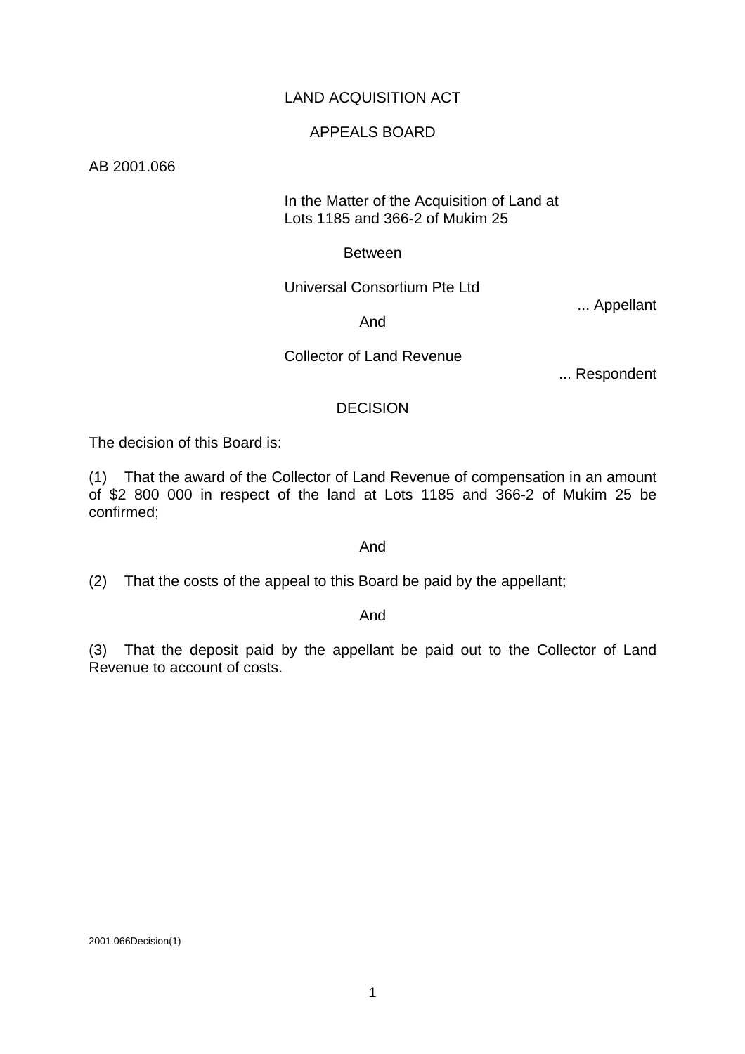LAND ACQUISITION ACT

APPEALS BOARD

AB 2001.066

In the Matter of the Acquisition of Land at Lots 1185 and 366-2 of Mukim 25

Between

Universal Consortium Pte Ltd

... Appellant

And

Collector of Land Revenue

... Respondent

DECISION

The decision of this Board is:

(1) That the award of the Collector of Land Revenue of compensation in an amount of $2 800 000 in respect of the land at Lots 1185 and 366-2 of Mukim 25 be confirmed;

And

(2) That the costs of the appeal to this Board be paid by the appellant;

And

(3) That the deposit paid by the appellant be paid out to the Collector of Land Revenue to account of costs.

2001.066Decision(1)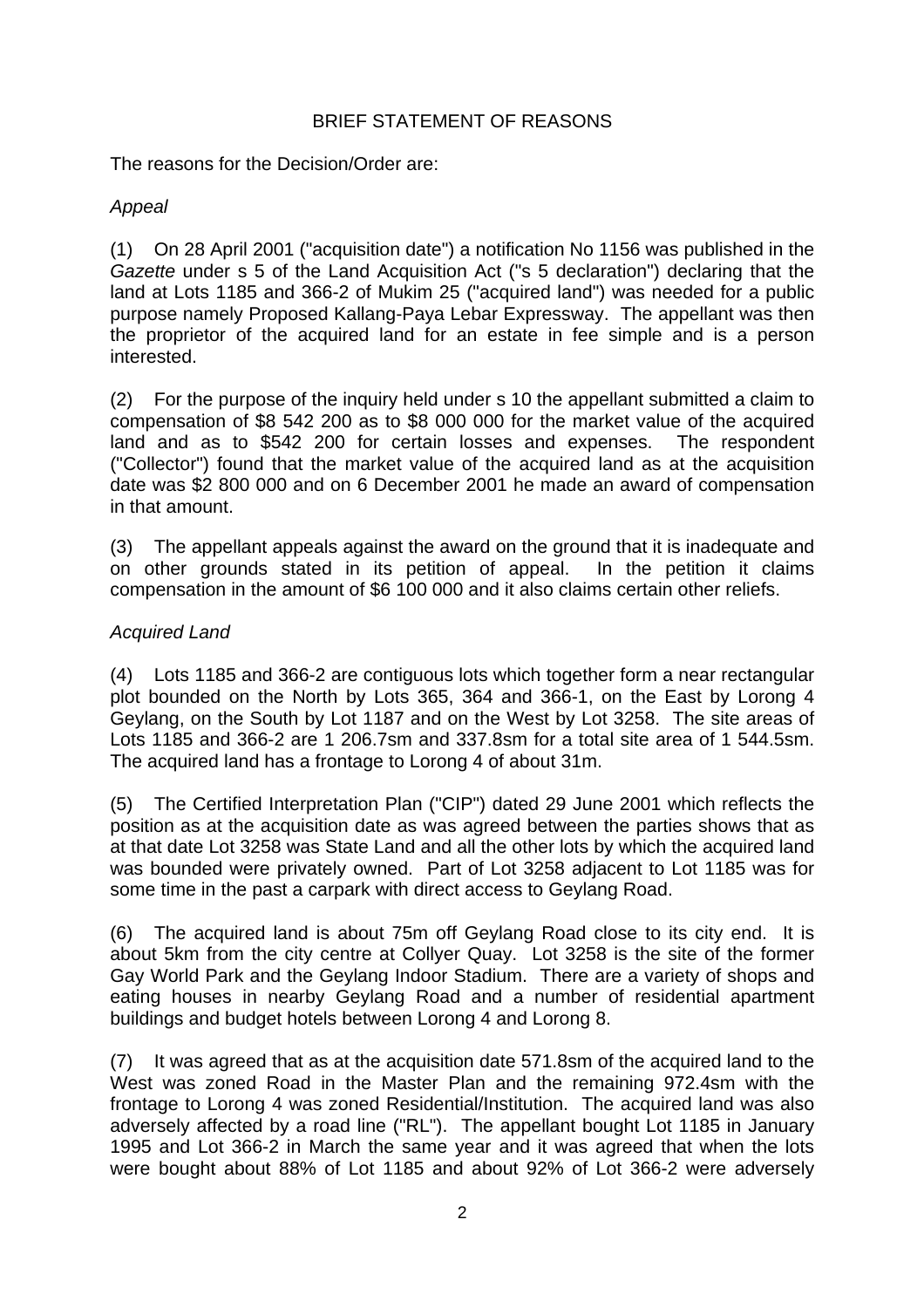## BRIEF STATEMENT OF REASONS

The reasons for the Decision/Order are:

*Appeal*

(1) On 28 April 2001 ("acquisition date") a notification No 1156 was published in the *Gazette* under s 5 of the Land Acquisition Act ("s 5 declaration") declaring that the land at Lots 1185 and 366-2 of Mukim 25 ("acquired land") was needed for a public purpose namely Proposed Kallang-Paya Lebar Expressway. The appellant was then the proprietor of the acquired land for an estate in fee simple and is a person interested.

(2) For the purpose of the inquiry held under s 10 the appellant submitted a claim to compensation of $8 542 200 as to $8 000 000 for the market value of the acquired land and as to $542 200 for certain losses and expenses. The respondent ("Collector") found that the market value of the acquired land as at the acquisition date was $2 800 000 and on 6 December 2001 he made an award of compensation in that amount.

(3) The appellant appeals against the award on the ground that it is inadequate and on other grounds stated in its petition of appeal. In the petition it claims compensation in the amount of $6 100 000 and it also claims certain other reliefs.

*Acquired Land*

(4) Lots 1185 and 366-2 are contiguous lots which together form a near rectangular plot bounded on the North by Lots 365, 364 and 366-1, on the East by Lorong 4 Geylang, on the South by Lot 1187 and on the West by Lot 3258. The site areas of Lots 1185 and 366-2 are 1 206.7sm and 337.8sm for a total site area of 1 544.5sm. The acquired land has a frontage to Lorong 4 of about 31m.

(5) The Certified Interpretation Plan ("CIP") dated 29 June 2001 which reflects the position as at the acquisition date as was agreed between the parties shows that as at that date Lot 3258 was State Land and all the other lots by which the acquired land was bounded were privately owned. Part of Lot 3258 adjacent to Lot 1185 was for some time in the past a carpark with direct access to Geylang Road.

(6) The acquired land is about 75m off Geylang Road close to its city end. It is about 5km from the city centre at Collyer Quay. Lot 3258 is the site of the former Gay World Park and the Geylang Indoor Stadium. There are a variety of shops and eating houses in nearby Geylang Road and a number of residential apartment buildings and budget hotels between Lorong 4 and Lorong 8.

(7) It was agreed that as at the acquisition date 571.8sm of the acquired land to the West was zoned Road in the Master Plan and the remaining 972.4sm with the frontage to Lorong 4 was zoned Residential/Institution. The acquired land was also adversely affected by a road line ("RL"). The appellant bought Lot 1185 in January 1995 and Lot 366-2 in March the same year and it was agreed that when the lots were bought about 88% of Lot 1185 and about 92% of Lot 366-2 were adversely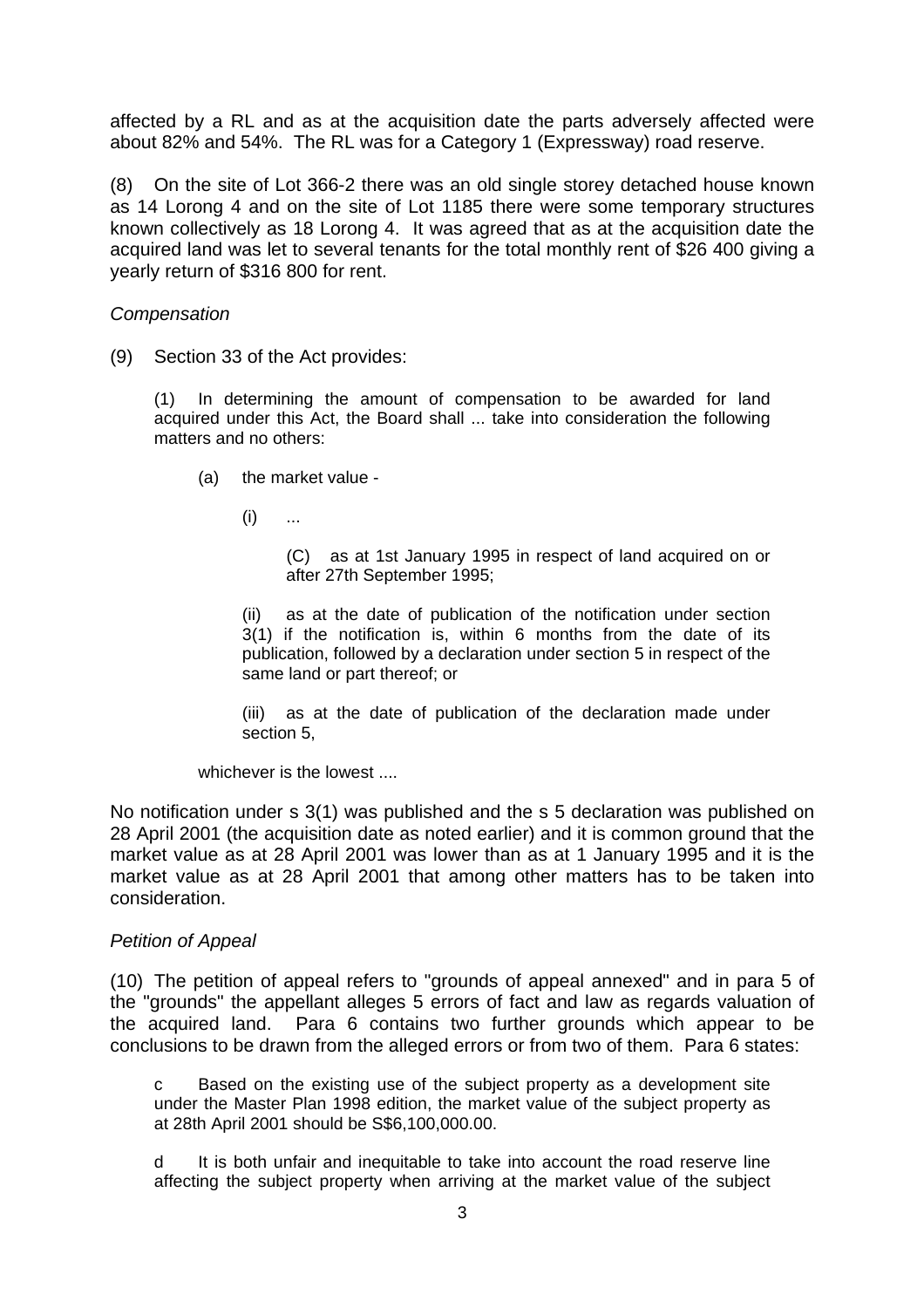affected by a RL and as at the acquisition date the parts adversely affected were about 82% and 54%. The RL was for a Category 1 (Expressway) road reserve.

(8) On the site of Lot 366-2 there was an old single storey detached house known as 14 Lorong 4 and on the site of Lot 1185 there were some temporary structures known collectively as 18 Lorong 4. It was agreed that as at the acquisition date the acquired land was let to several tenants for the total monthly rent of $26 400 giving a yearly return of $316 800 for rent.

*Compensation*

(9) Section 33 of the Act provides:

> (1) In determining the amount of compensation to be awarded for land acquired under this Act, the Board shall ... take into consideration the following matters and no others:
>
> (a) the market value -
>
> (i) ...
>
> (C) as at 1st January 1995 in respect of land acquired on or after 27th September 1995;
>
> (ii) as at the date of publication of the notification under section 3(1) if the notification is, within 6 months from the date of its publication, followed by a declaration under section 5 in respect of the same land or part thereof; or
>
> (iii) as at the date of publication of the declaration made under section 5,
>
> whichever is the lowest ....

No notification under s 3(1) was published and the s 5 declaration was published on 28 April 2001 (the acquisition date as noted earlier) and it is common ground that the market value as at 28 April 2001 was lower than as at 1 January 1995 and it is the market value as at 28 April 2001 that among other matters has to be taken into consideration.

*Petition of Appeal*

(10) The petition of appeal refers to "grounds of appeal annexed" and in para 5 of the "grounds" the appellant alleges 5 errors of fact and law as regards valuation of the acquired land. Para 6 contains two further grounds which appear to be conclusions to be drawn from the alleged errors or from two of them. Para 6 states:

> c Based on the existing use of the subject property as a development site under the Master Plan 1998 edition, the market value of the subject property as at 28th April 2001 should be S$6,100,000.00.
>
> d It is both unfair and inequitable to take into account the road reserve line affecting the subject property when arriving at the market value of the subject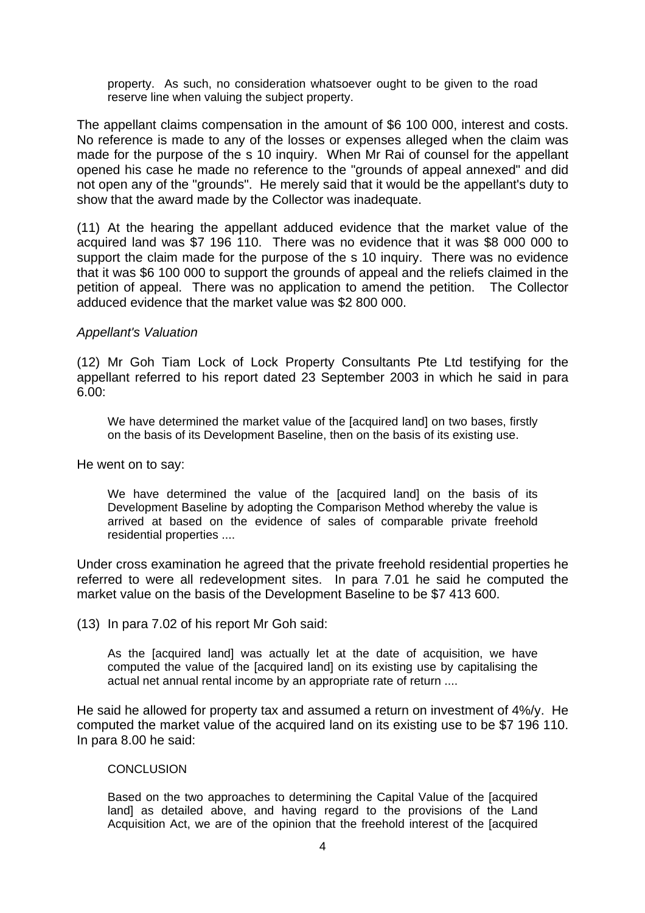> property. As such, no consideration whatsoever ought to be given to the road reserve line when valuing the subject property.

The appellant claims compensation in the amount of $6 100 000, interest and costs. No reference is made to any of the losses or expenses alleged when the claim was made for the purpose of the s 10 inquiry. When Mr Rai of counsel for the appellant opened his case he made no reference to the "grounds of appeal annexed" and did not open any of the "grounds". He merely said that it would be the appellant's duty to show that the award made by the Collector was inadequate.

(11) At the hearing the appellant adduced evidence that the market value of the acquired land was $7 196 110. There was no evidence that it was $8 000 000 to support the claim made for the purpose of the s 10 inquiry. There was no evidence that it was $6 100 000 to support the grounds of appeal and the reliefs claimed in the petition of appeal. There was no application to amend the petition. The Collector adduced evidence that the market value was $2 800 000.

*Appellant's Valuation*

(12) Mr Goh Tiam Lock of Lock Property Consultants Pte Ltd testifying for the appellant referred to his report dated 23 September 2003 in which he said in para 6.00:

> We have determined the market value of the [acquired land] on two bases, firstly on the basis of its Development Baseline, then on the basis of its existing use.

He went on to say:

> We have determined the value of the [acquired land] on the basis of its Development Baseline by adopting the Comparison Method whereby the value is arrived at based on the evidence of sales of comparable private freehold residential properties ....

Under cross examination he agreed that the private freehold residential properties he referred to were all redevelopment sites. In para 7.01 he said he computed the market value on the basis of the Development Baseline to be $7 413 600.

(13) In para 7.02 of his report Mr Goh said:

> As the [acquired land] was actually let at the date of acquisition, we have computed the value of the [acquired land] on its existing use by capitalising the actual net annual rental income by an appropriate rate of return ....

He said he allowed for property tax and assumed a return on investment of 4%/y. He computed the market value of the acquired land on its existing use to be $7 196 110. In para 8.00 he said:

> CONCLUSION
>
> Based on the two approaches to determining the Capital Value of the [acquired land] as detailed above, and having regard to the provisions of the Land Acquisition Act, we are of the opinion that the freehold interest of the [acquired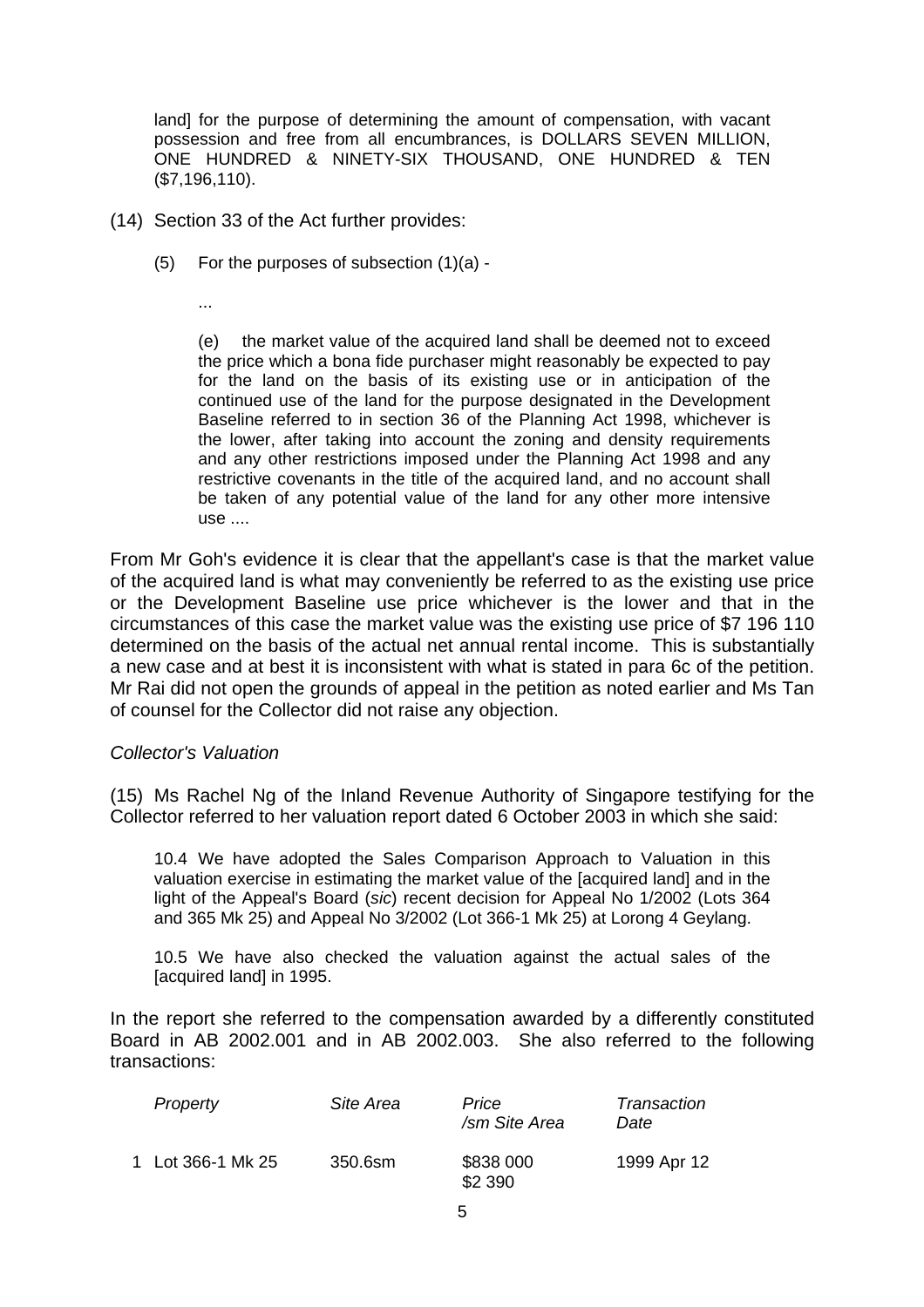land] for the purpose of determining the amount of compensation, with vacant possession and free from all encumbrances, is DOLLARS SEVEN MILLION, ONE HUNDRED & NINETY-SIX THOUSAND, ONE HUNDRED & TEN ($7,196,110).

(14) Section 33 of the Act further provides:

> (5) For the purposes of subsection (1)(a) -
>
> ...
>
> (e) the market value of the acquired land shall be deemed not to exceed the price which a bona fide purchaser might reasonably be expected to pay for the land on the basis of its existing use or in anticipation of the continued use of the land for the purpose designated in the Development Baseline referred to in section 36 of the Planning Act 1998, whichever is the lower, after taking into account the zoning and density requirements and any other restrictions imposed under the Planning Act 1998 and any restrictive covenants in the title of the acquired land, and no account shall be taken of any potential value of the land for any other more intensive use ....

From Mr Goh's evidence it is clear that the appellant's case is that the market value of the acquired land is what may conveniently be referred to as the existing use price or the Development Baseline use price whichever is the lower and that in the circumstances of this case the market value was the existing use price of $7 196 110 determined on the basis of the actual net annual rental income. This is substantially a new case and at best it is inconsistent with what is stated in para 6c of the petition. Mr Rai did not open the grounds of appeal in the petition as noted earlier and Ms Tan of counsel for the Collector did not raise any objection.

*Collector's Valuation*

(15) Ms Rachel Ng of the Inland Revenue Authority of Singapore testifying for the Collector referred to her valuation report dated 6 October 2003 in which she said:

> 10.4 We have adopted the Sales Comparison Approach to Valuation in this valuation exercise in estimating the market value of the [acquired land] and in the light of the Appeal's Board (*sic*) recent decision for Appeal No 1/2002 (Lots 364 and 365 Mk 25) and Appeal No 3/2002 (Lot 366-1 Mk 25) at Lorong 4 Geylang.
>
> 10.5 We have also checked the valuation against the actual sales of the [acquired land] in 1995.

In the report she referred to the compensation awarded by a differently constituted Board in AB 2002.001 and in AB 2002.003. She also referred to the following transactions:

| | *Property* | *Site Area* | *Price /sm Site Area* | *Transaction Date* |
|---|---|---|---|---|
| 1 | Lot 366-1 Mk 25 | 350.6sm | $838 000<br>$2 390 | 1999 Apr 12 |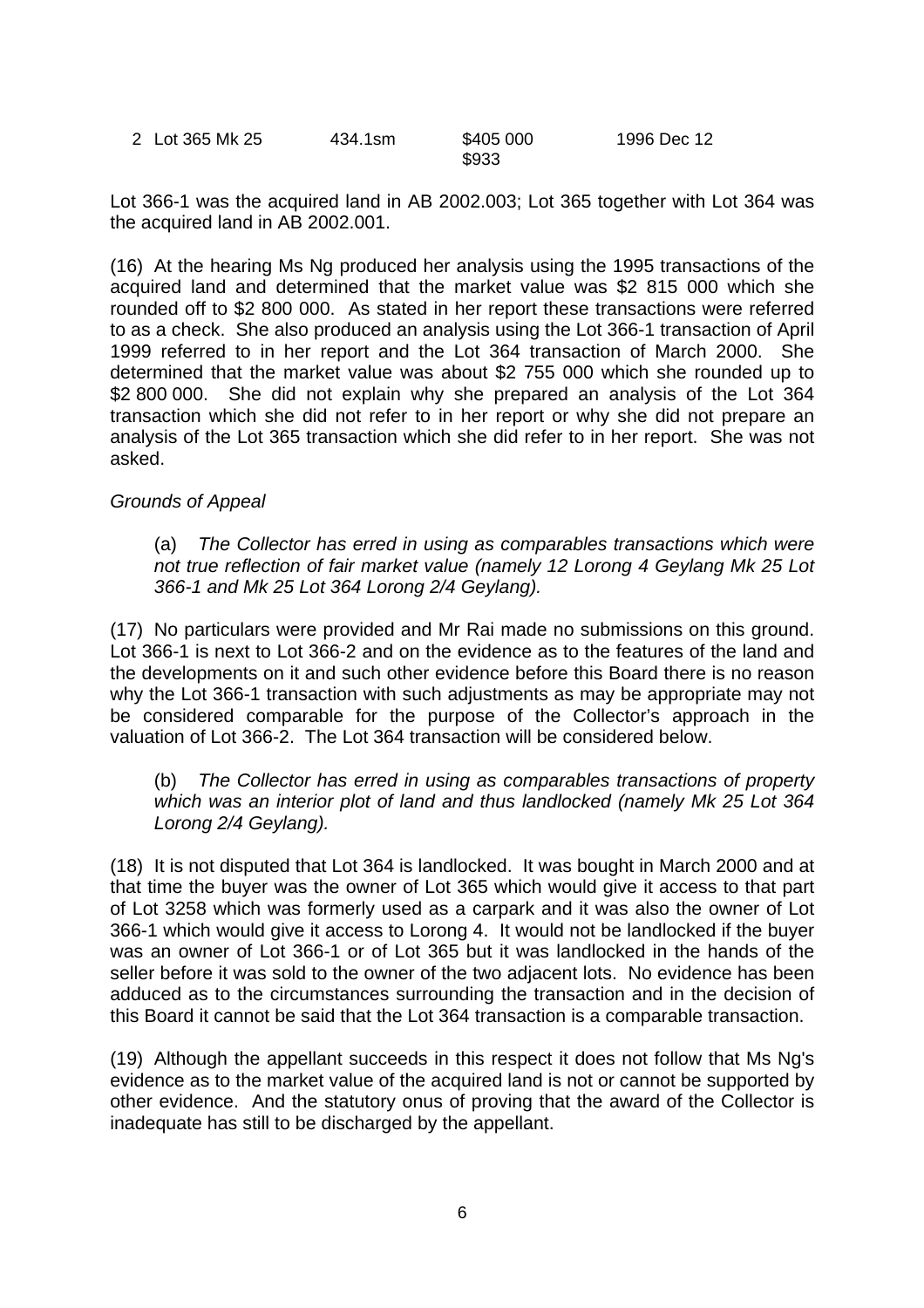| 2 | Lot 365 Mk 25 | 434.1sm | $405 000<br>$933 | 1996 Dec 12 |
|---|---|---|---|---|

Lot 366-1 was the acquired land in AB 2002.003; Lot 365 together with Lot 364 was the acquired land in AB 2002.001.

(16) At the hearing Ms Ng produced her analysis using the 1995 transactions of the acquired land and determined that the market value was $2 815 000 which she rounded off to $2 800 000. As stated in her report these transactions were referred to as a check. She also produced an analysis using the Lot 366-1 transaction of April 1999 referred to in her report and the Lot 364 transaction of March 2000. She determined that the market value was about $2 755 000 which she rounded up to $2 800 000. She did not explain why she prepared an analysis of the Lot 364 transaction which she did not refer to in her report or why she did not prepare an analysis of the Lot 365 transaction which she did refer to in her report. She was not asked.

*Grounds of Appeal*

> (a) *The Collector has erred in using as comparables transactions which were not true reflection of fair market value (namely 12 Lorong 4 Geylang Mk 25 Lot 366-1 and Mk 25 Lot 364 Lorong 2/4 Geylang).*

(17) No particulars were provided and Mr Rai made no submissions on this ground. Lot 366-1 is next to Lot 366-2 and on the evidence as to the features of the land and the developments on it and such other evidence before this Board there is no reason why the Lot 366-1 transaction with such adjustments as may be appropriate may not be considered comparable for the purpose of the Collector's approach in the valuation of Lot 366-2. The Lot 364 transaction will be considered below.

> (b) *The Collector has erred in using as comparables transactions of property which was an interior plot of land and thus landlocked (namely Mk 25 Lot 364 Lorong 2/4 Geylang).*

(18) It is not disputed that Lot 364 is landlocked. It was bought in March 2000 and at that time the buyer was the owner of Lot 365 which would give it access to that part of Lot 3258 which was formerly used as a carpark and it was also the owner of Lot 366-1 which would give it access to Lorong 4. It would not be landlocked if the buyer was an owner of Lot 366-1 or of Lot 365 but it was landlocked in the hands of the seller before it was sold to the owner of the two adjacent lots. No evidence has been adduced as to the circumstances surrounding the transaction and in the decision of this Board it cannot be said that the Lot 364 transaction is a comparable transaction.

(19) Although the appellant succeeds in this respect it does not follow that Ms Ng's evidence as to the market value of the acquired land is not or cannot be supported by other evidence. And the statutory onus of proving that the award of the Collector is inadequate has still to be discharged by the appellant.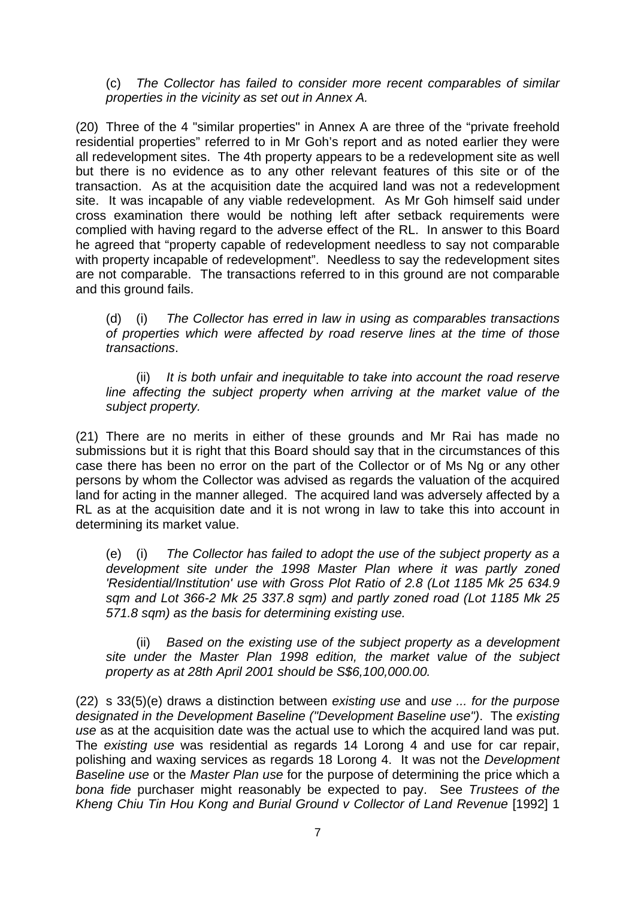(c) *The Collector has failed to consider more recent comparables of similar properties in the vicinity as set out in Annex A.*

(20) Three of the 4 "similar properties" in Annex A are three of the "private freehold residential properties" referred to in Mr Goh's report and as noted earlier they were all redevelopment sites. The 4th property appears to be a redevelopment site as well but there is no evidence as to any other relevant features of this site or of the transaction. As at the acquisition date the acquired land was not a redevelopment site. It was incapable of any viable redevelopment. As Mr Goh himself said under cross examination there would be nothing left after setback requirements were complied with having regard to the adverse effect of the RL. In answer to this Board he agreed that "property capable of redevelopment needless to say not comparable with property incapable of redevelopment". Needless to say the redevelopment sites are not comparable. The transactions referred to in this ground are not comparable and this ground fails.

(d) (i) *The Collector has erred in law in using as comparables transactions of properties which were affected by road reserve lines at the time of those transactions*.

(ii) *It is both unfair and inequitable to take into account the road reserve line affecting the subject property when arriving at the market value of the subject property.*

(21) There are no merits in either of these grounds and Mr Rai has made no submissions but it is right that this Board should say that in the circumstances of this case there has been no error on the part of the Collector or of Ms Ng or any other persons by whom the Collector was advised as regards the valuation of the acquired land for acting in the manner alleged. The acquired land was adversely affected by a RL as at the acquisition date and it is not wrong in law to take this into account in determining its market value.

(e) (i) *The Collector has failed to adopt the use of the subject property as a development site under the 1998 Master Plan where it was partly zoned 'Residential/Institution' use with Gross Plot Ratio of 2.8 (Lot 1185 Mk 25 634.9 sqm and Lot 366-2 Mk 25 337.8 sqm) and partly zoned road (Lot 1185 Mk 25 571.8 sqm) as the basis for determining existing use.*

(ii) *Based on the existing use of the subject property as a development site under the Master Plan 1998 edition, the market value of the subject property as at 28th April 2001 should be S$6,100,000.00.*

(22) s 33(5)(e) draws a distinction between *existing use* and *use ... for the purpose designated in the Development Baseline ("Development Baseline use")*. The *existing use* as at the acquisition date was the actual use to which the acquired land was put. The *existing use* was residential as regards 14 Lorong 4 and use for car repair, polishing and waxing services as regards 18 Lorong 4. It was not the *Development Baseline use* or the *Master Plan use* for the purpose of determining the price which a *bona fide* purchaser might reasonably be expected to pay. See *Trustees of the Kheng Chiu Tin Hou Kong and Burial Ground v Collector of Land Revenue* [1992] 1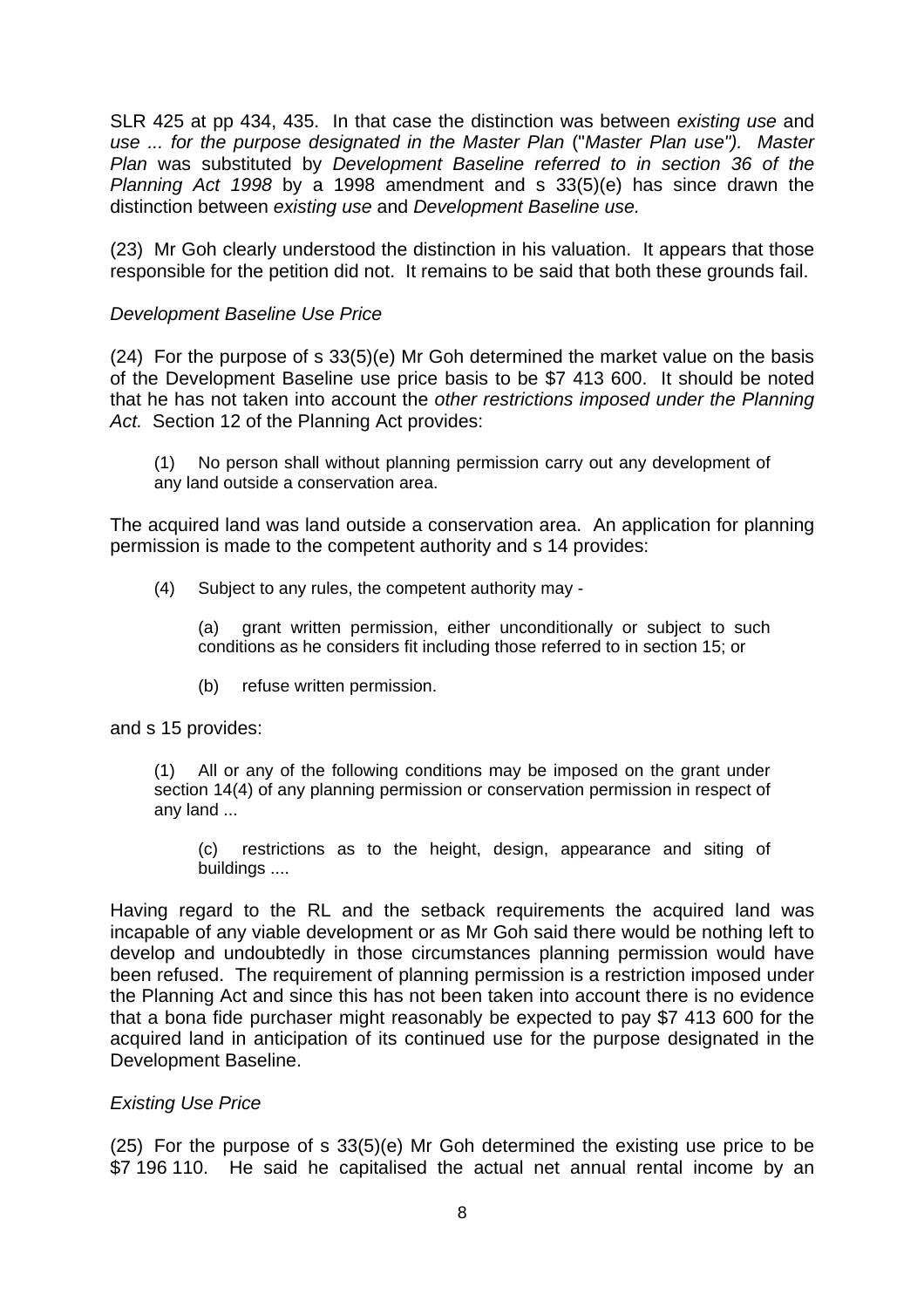SLR 425 at pp 434, 435. In that case the distinction was between *existing use* and *use ... for the purpose designated in the Master Plan* ("*Master Plan use"). Master Plan* was substituted by *Development Baseline referred to in section 36 of the Planning Act 1998* by a 1998 amendment and s 33(5)(e) has since drawn the distinction between *existing use* and *Development Baseline use.*

(23) Mr Goh clearly understood the distinction in his valuation. It appears that those responsible for the petition did not. It remains to be said that both these grounds fail.

*Development Baseline Use Price*

(24) For the purpose of s 33(5)(e) Mr Goh determined the market value on the basis of the Development Baseline use price basis to be $7 413 600. It should be noted that he has not taken into account the *other restrictions imposed under the Planning Act.* Section 12 of the Planning Act provides:

> (1) No person shall without planning permission carry out any development of any land outside a conservation area.

The acquired land was land outside a conservation area. An application for planning permission is made to the competent authority and s 14 provides:

> (4) Subject to any rules, the competent authority may -
>
> (a) grant written permission, either unconditionally or subject to such conditions as he considers fit including those referred to in section 15; or
>
> (b) refuse written permission.

and s 15 provides:

> (1) All or any of the following conditions may be imposed on the grant under section 14(4) of any planning permission or conservation permission in respect of any land ...
>
> (c) restrictions as to the height, design, appearance and siting of buildings ....

Having regard to the RL and the setback requirements the acquired land was incapable of any viable development or as Mr Goh said there would be nothing left to develop and undoubtedly in those circumstances planning permission would have been refused. The requirement of planning permission is a restriction imposed under the Planning Act and since this has not been taken into account there is no evidence that a bona fide purchaser might reasonably be expected to pay $7 413 600 for the acquired land in anticipation of its continued use for the purpose designated in the Development Baseline.

*Existing Use Price*

(25) For the purpose of s 33(5)(e) Mr Goh determined the existing use price to be $7 196 110. He said he capitalised the actual net annual rental income by an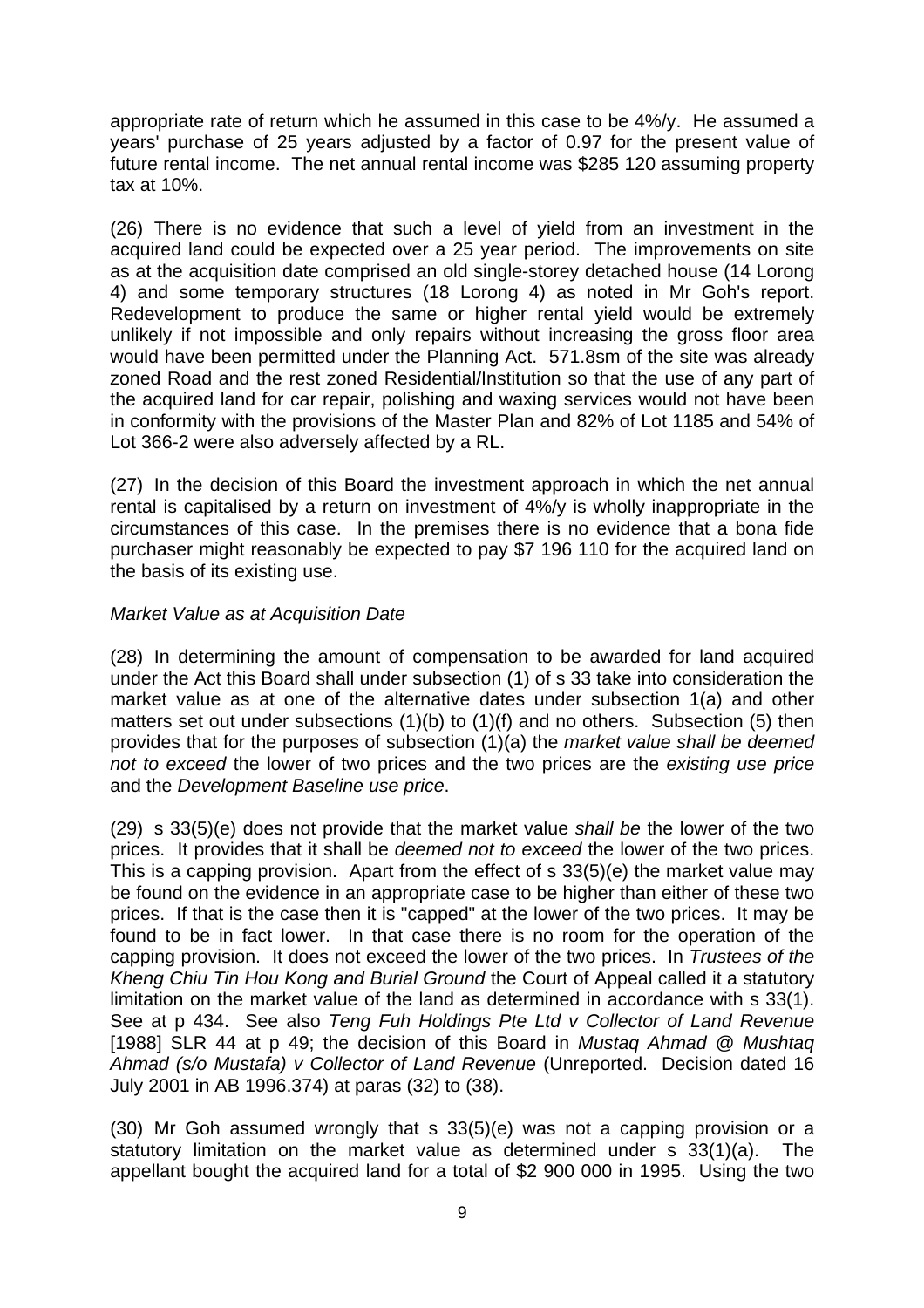appropriate rate of return which he assumed in this case to be 4%/y. He assumed a years' purchase of 25 years adjusted by a factor of 0.97 for the present value of future rental income. The net annual rental income was $285 120 assuming property tax at 10%.

(26) There is no evidence that such a level of yield from an investment in the acquired land could be expected over a 25 year period. The improvements on site as at the acquisition date comprised an old single-storey detached house (14 Lorong 4) and some temporary structures (18 Lorong 4) as noted in Mr Goh's report. Redevelopment to produce the same or higher rental yield would be extremely unlikely if not impossible and only repairs without increasing the gross floor area would have been permitted under the Planning Act. 571.8sm of the site was already zoned Road and the rest zoned Residential/Institution so that the use of any part of the acquired land for car repair, polishing and waxing services would not have been in conformity with the provisions of the Master Plan and 82% of Lot 1185 and 54% of Lot 366-2 were also adversely affected by a RL.

(27) In the decision of this Board the investment approach in which the net annual rental is capitalised by a return on investment of 4%/y is wholly inappropriate in the circumstances of this case. In the premises there is no evidence that a bona fide purchaser might reasonably be expected to pay $7 196 110 for the acquired land on the basis of its existing use.

*Market Value as at Acquisition Date*

(28) In determining the amount of compensation to be awarded for land acquired under the Act this Board shall under subsection (1) of s 33 take into consideration the market value as at one of the alternative dates under subsection 1(a) and other matters set out under subsections (1)(b) to (1)(f) and no others. Subsection (5) then provides that for the purposes of subsection (1)(a) the *market value shall be deemed not to exceed* the lower of two prices and the two prices are the *existing use price* and the *Development Baseline use price*.

(29) s 33(5)(e) does not provide that the market value *shall be* the lower of the two prices. It provides that it shall be *deemed not to exceed* the lower of the two prices. This is a capping provision. Apart from the effect of s 33(5)(e) the market value may be found on the evidence in an appropriate case to be higher than either of these two prices. If that is the case then it is "capped" at the lower of the two prices. It may be found to be in fact lower. In that case there is no room for the operation of the capping provision. It does not exceed the lower of the two prices. In *Trustees of the Kheng Chiu Tin Hou Kong and Burial Ground* the Court of Appeal called it a statutory limitation on the market value of the land as determined in accordance with s 33(1). See at p 434. See also *Teng Fuh Holdings Pte Ltd v Collector of Land Revenue* [1988] SLR 44 at p 49; the decision of this Board in *Mustaq Ahmad @ Mushtaq Ahmad (s/o Mustafa) v Collector of Land Revenue* (Unreported. Decision dated 16 July 2001 in AB 1996.374) at paras (32) to (38).

(30) Mr Goh assumed wrongly that s 33(5)(e) was not a capping provision or a statutory limitation on the market value as determined under s 33(1)(a). The appellant bought the acquired land for a total of $2 900 000 in 1995. Using the two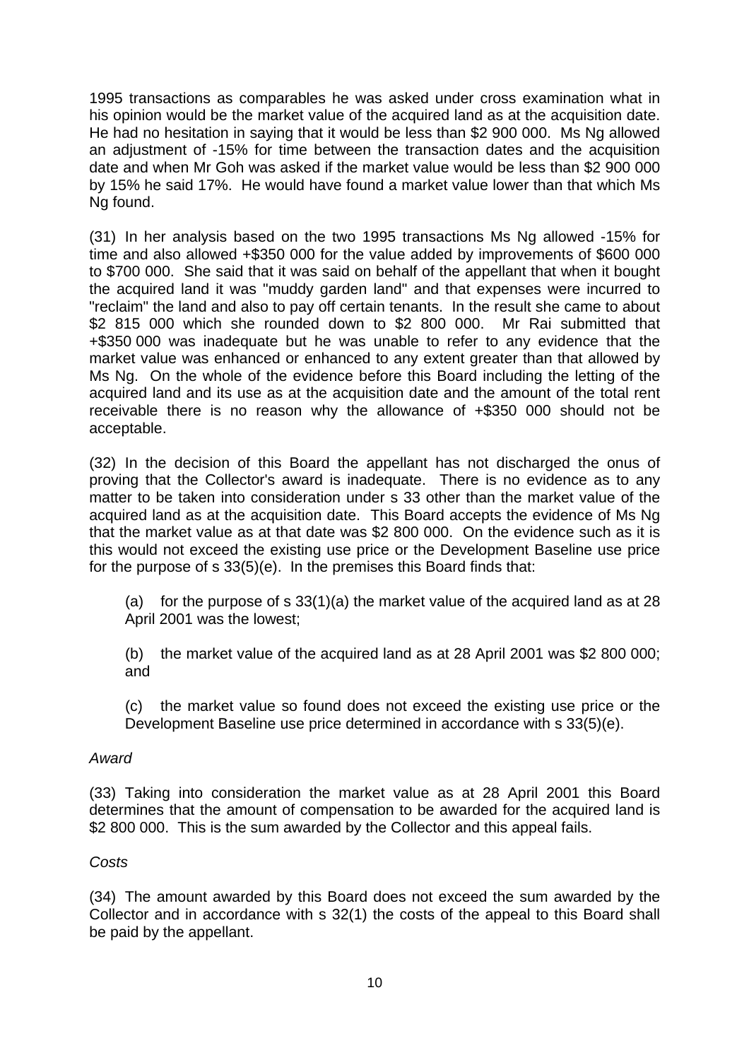1995 transactions as comparables he was asked under cross examination what in his opinion would be the market value of the acquired land as at the acquisition date. He had no hesitation in saying that it would be less than $2 900 000. Ms Ng allowed an adjustment of -15% for time between the transaction dates and the acquisition date and when Mr Goh was asked if the market value would be less than $2 900 000 by 15% he said 17%. He would have found a market value lower than that which Ms Ng found.

(31) In her analysis based on the two 1995 transactions Ms Ng allowed -15% for time and also allowed +$350 000 for the value added by improvements of $600 000 to $700 000. She said that it was said on behalf of the appellant that when it bought the acquired land it was "muddy garden land" and that expenses were incurred to "reclaim" the land and also to pay off certain tenants. In the result she came to about $2 815 000 which she rounded down to $2 800 000. Mr Rai submitted that +$350 000 was inadequate but he was unable to refer to any evidence that the market value was enhanced or enhanced to any extent greater than that allowed by Ms Ng. On the whole of the evidence before this Board including the letting of the acquired land and its use as at the acquisition date and the amount of the total rent receivable there is no reason why the allowance of +$350 000 should not be acceptable.

(32) In the decision of this Board the appellant has not discharged the onus of proving that the Collector's award is inadequate. There is no evidence as to any matter to be taken into consideration under s 33 other than the market value of the acquired land as at the acquisition date. This Board accepts the evidence of Ms Ng that the market value as at that date was $2 800 000. On the evidence such as it is this would not exceed the existing use price or the Development Baseline use price for the purpose of s 33(5)(e). In the premises this Board finds that:

(a) for the purpose of s 33(1)(a) the market value of the acquired land as at 28 April 2001 was the lowest;

(b) the market value of the acquired land as at 28 April 2001 was $2 800 000; and

(c) the market value so found does not exceed the existing use price or the Development Baseline use price determined in accordance with s 33(5)(e).

*Award*

(33) Taking into consideration the market value as at 28 April 2001 this Board determines that the amount of compensation to be awarded for the acquired land is $2 800 000. This is the sum awarded by the Collector and this appeal fails.

*Costs*

(34) The amount awarded by this Board does not exceed the sum awarded by the Collector and in accordance with s 32(1) the costs of the appeal to this Board shall be paid by the appellant.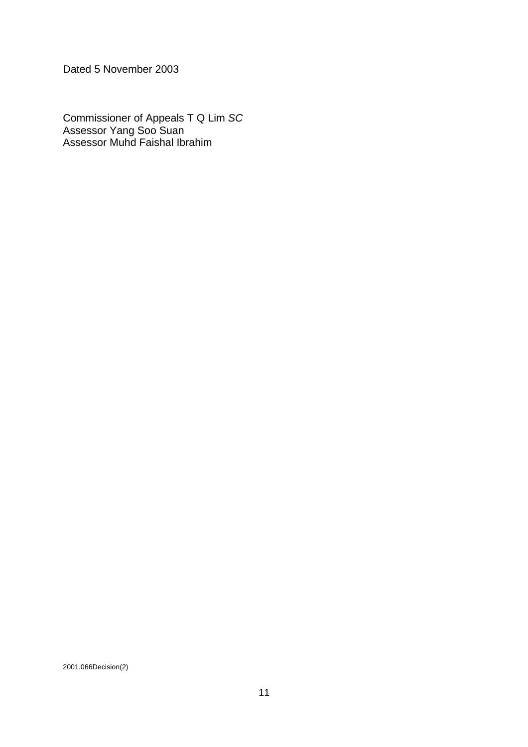Dated 5 November 2003

Commissioner of Appeals T Q Lim *SC*
Assessor Yang Soo Suan
Assessor Muhd Faishal Ibrahim

2001.066Decision(2)